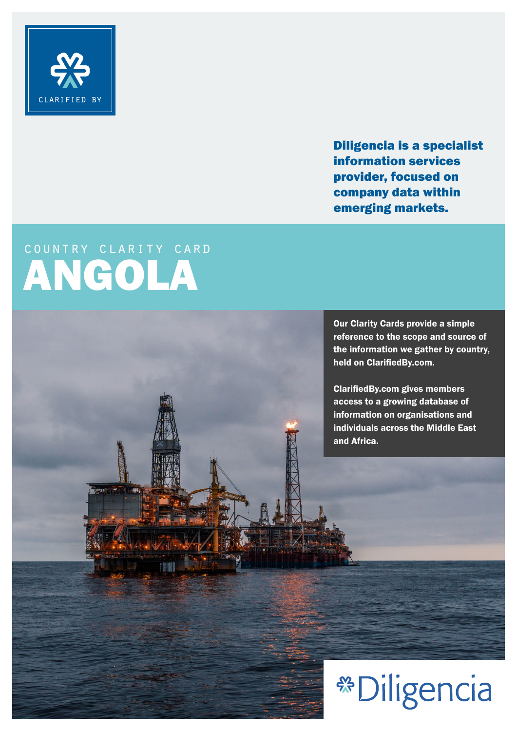CLARIFIED BY

**Diligencia is a specialist information services provider, focused on company data within emerging markets.**

COUNTRY CLARITY CARD

# ANGOLA

**Our Clarity Cards provide a simple reference to the scope and source of the information we gather by country, held on ClarifiedBy.com.**

**ClarifiedBy.com gives members access to a growing database of information on organisations and individuals across the Middle East and Africa.**

Diligencia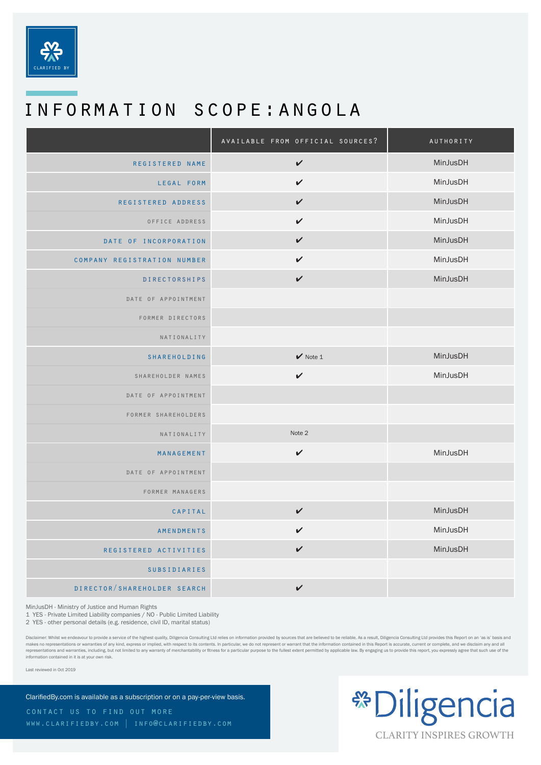CLARIFIED BY

# INFORMATION SCOPE: ANGOLA

| | AVAILABLE FROM OFFICIAL SOURCES? | AUTHORITY |
|---|---|---|
| REGISTERED NAME | ✔ | MinJusDH |
| LEGAL FORM | ✔ | MinJusDH |
| REGISTERED ADDRESS | ✔ | MinJusDH |
| OFFICE ADDRESS | ✔ | MinJusDH |
| DATE OF INCORPORATION | ✔ | MinJusDH |
| COMPANY REGISTRATION NUMBER | ✔ | MinJusDH |
| DIRECTORSHIPS | ✔ | MinJusDH |
| DATE OF APPOINTMENT | | |
| FORMER DIRECTORS | | |
| NATIONALITY | | |
| SHAREHOLDING | ✔ Note 1 | MinJusDH |
| SHAREHOLDER NAMES | ✔ | MinJusDH |
| DATE OF APPOINTMENT | | |
| FORMER SHAREHOLDERS | | |
| NATIONALITY | Note 2 | |
| MANAGEMENT | ✔ | MinJusDH |
| DATE OF APPOINTMENT | | |
| FORMER MANAGERS | | |
| CAPITAL | ✔ | MinJusDH |
| AMENDMENTS | ✔ | MinJusDH |
| REGISTERED ACTIVITIES | ✔ | MinJusDH |
| SUBSIDIARIES | | |
| DIRECTOR/SHAREHOLDER SEARCH | ✔ | |

MinJusDH - Ministry of Justice and Human Rights
1 YES - Private Limited Liability companies / NO - Public Limited Liability
2 YES - other personal details (e.g. residence, civil ID, marital status)

Disclaimer: Whilst we endeavour to provide a service of the highest quality, Diligencia Consulting Ltd relies on information provided by sources that are believed to be reliable. As a result, Diligencia Consulting Ltd provides this Report on an 'as is' basis and makes no representations or warranties of any kind, express or implied, with respect to its contents. In particular, we do not represent or warrant that the information contained in this Report is accurate, current or complete, and we disclaim any and all representations and warranties, including, but not limited to any warranty of merchantability or fitness for a particular purpose to the fullest extent permitted by applicable law. By engaging us to provide this report, you expressly agree that such use of the information contained in it is at your own risk.

Last reviewed in Oct 2019

ClarifiedBy.com is available as a subscription or on a pay-per-view basis.

CONTACT US TO FIND OUT MORE
WWW.CLARIFIEDBY.COM | INFO@CLARIFIEDBY.COM

Diligencia
CLARITY INSPIRES GROWTH